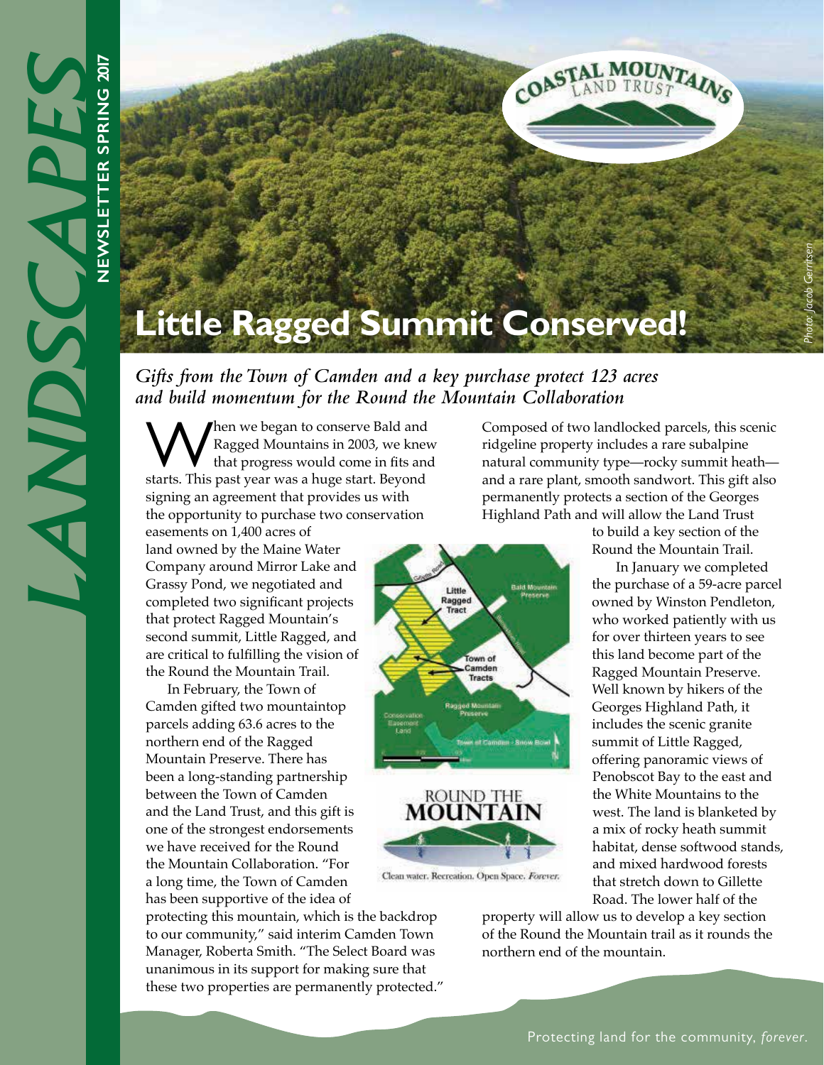# Little Ragged Summit Conserved!

*Gifts from the Town of Camden and a key purchase protect 123 acres and build momentum for the Round the Mountain Collaboration*

When we began to conserve Bald and Ragged Mountains in 2003, we knew that progress would come in fits and starts. This past year was a huge start. Beyond signing an agreement that provides us with the opportunity to purchase two conservation easements on 1,400 acres of land owned by the Maine Water Company around Mirror Lake and Grassy Pond, we negotiated and completed two significant projects that protect Ragged Mountain's second summit, Little Ragged, and are critical to fulfilling the vision of the Round the Mountain Trail.

In February, the Town of Camden gifted two mountaintop parcels adding 63.6 acres to the northern end of the Ragged Mountain Preserve. There has been a long-standing partnership between the Town of Camden and the Land Trust, and this gift is one of the strongest endorsements we have received for the Round the Mountain Collaboration. "For a long time, the Town of Camden has been supportive of the idea of protecting this mountain, which is the backdrop to our community," said interim Camden Town Manager, Roberta Smith. "The Select Board was unanimous in its support for making sure that these two properties are permanently protected."

Composed of two landlocked parcels, this scenic ridgeline property includes a rare subalpine natural community type—rocky summit heath—and a rare plant, smooth sandwort. This gift also permanently protects a section of the Georges Highland Path and will allow the Land Trust to build a key section of the Round the Mountain Trail.

In January we completed the purchase of a 59-acre parcel owned by Winston Pendleton, who worked patiently with us for over thirteen years to see this land become part of the Ragged Mountain Preserve. Well known by hikers of the Georges Highland Path, it includes the scenic granite summit of Little Ragged, offering panoramic views of Penobscot Bay to the east and the White Mountains to the west. The land is blanketed by a mix of rocky heath summit habitat, dense softwood stands, and mixed hardwood forests that stretch down to Gillette Road. The lower half of the property will allow us to develop a key section of the Round the Mountain trail as it rounds the northern end of the mountain.

ROUND THE MOUNTAIN

Clean water. Recreation. Open Space. *Forever.*

Protecting land for the community, *forever*.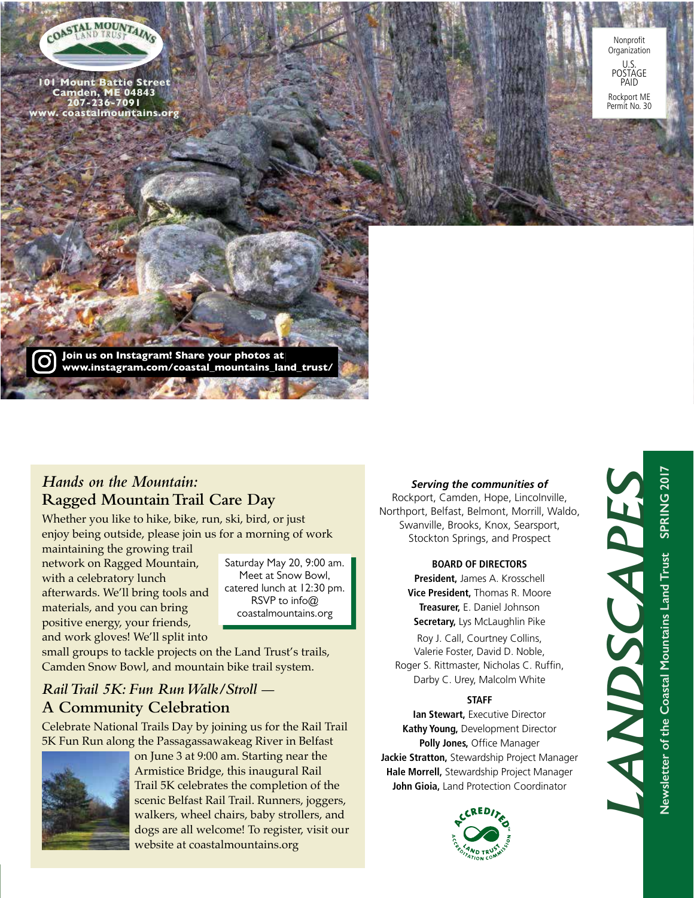COASTAL MOUNTAINS LAND TRUST

101 Mount Battie Street
Camden, ME 04843
207-236-7091
www. coastalmountains.org

Nonprofit Organization
U.S. POSTAGE PAID
Rockport ME
Permit No. 30

Join us on Instagram! Share your photos at www.instagram.com/coastal_mountains_land_trust/

## *Hands on the Mountain:* Ragged Mountain Trail Care Day

Whether you like to hike, bike, run, ski, bird, or just enjoy being outside, please join us for a morning of work maintaining the growing trail network on Ragged Mountain, with a celebratory lunch afterwards. We'll bring tools and materials, and you can bring positive energy, your friends, and work gloves! We'll split into small groups to tackle projects on the Land Trust's trails, Camden Snow Bowl, and mountain bike trail system.

Saturday May 20, 9:00 am.
Meet at Snow Bowl,
catered lunch at 12:30 pm.
RSVP to info@coastalmountains.org

## *Rail Trail 5K: Fun Run Walk/Stroll —* A Community Celebration

Celebrate National Trails Day by joining us for the Rail Trail 5K Fun Run along the Passagassawakeag River in Belfast on June 3 at 9:00 am. Starting near the Armistice Bridge, this inaugural Rail Trail 5K celebrates the completion of the scenic Belfast Rail Trail. Runners, joggers, walkers, wheel chairs, baby strollers, and dogs are all welcome! To register, visit our website at coastalmountains.org

***Serving the communities of***
Rockport, Camden, Hope, Lincolnville, Northport, Belfast, Belmont, Morrill, Waldo, Swanville, Brooks, Knox, Searsport, Stockton Springs, and Prospect

**BOARD OF DIRECTORS**

**President,** James A. Krosschell
**Vice President,** Thomas R. Moore
**Treasurer,** E. Daniel Johnson
**Secretary,** Lys McLaughlin Pike

Roy J. Call, Courtney Collins, Valerie Foster, David D. Noble, Roger S. Rittmaster, Nicholas C. Ruffin, Darby C. Urey, Malcolm White

**STAFF**

**Ian Stewart,** Executive Director
**Kathy Young,** Development Director
**Polly Jones,** Office Manager
**Jackie Stratton,** Stewardship Project Manager
**Hale Morrell,** Stewardship Project Manager
**John Gioia,** Land Protection Coordinator

ACCREDITED — LAND TRUST ACCREDITATION COMMISSION

# *LANDSCAPES*

Newsletter of the Coastal Mountains Land Trust SPRING 2017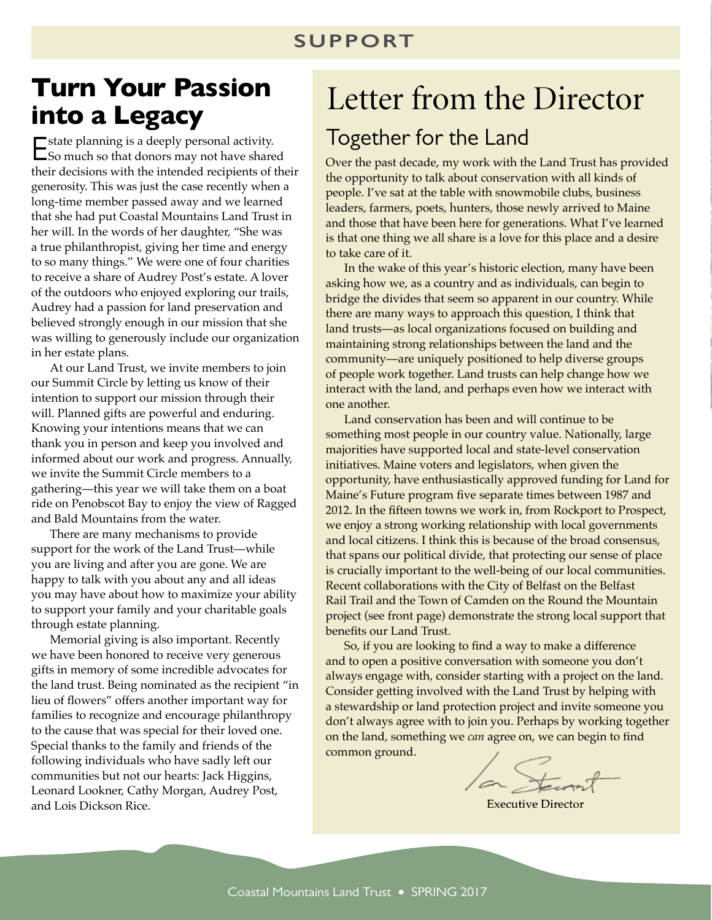## SUPPORT

# Turn Your Passion into a Legacy

Estate planning is a deeply personal activity. So much so that donors may not have shared their decisions with the intended recipients of their generosity. This was just the case recently when a long-time member passed away and we learned that she had put Coastal Mountains Land Trust in her will. In the words of her daughter, "She was a true philanthropist, giving her time and energy to so many things." We were one of four charities to receive a share of Audrey Post's estate. A lover of the outdoors who enjoyed exploring our trails, Audrey had a passion for land preservation and believed strongly enough in our mission that she was willing to generously include our organization in her estate plans.

At our Land Trust, we invite members to join our Summit Circle by letting us know of their intention to support our mission through their will. Planned gifts are powerful and enduring. Knowing your intentions means that we can thank you in person and keep you involved and informed about our work and progress. Annually, we invite the Summit Circle members to a gathering—this year we will take them on a boat ride on Penobscot Bay to enjoy the view of Ragged and Bald Mountains from the water.

There are many mechanisms to provide support for the work of the Land Trust—while you are living and after you are gone. We are happy to talk with you about any and all ideas you may have about how to maximize your ability to support your family and your charitable goals through estate planning.

Memorial giving is also important. Recently we have been honored to receive very generous gifts in memory of some incredible advocates for the land trust. Being nominated as the recipient "in lieu of flowers" offers another important way for families to recognize and encourage philanthropy to the cause that was special for their loved one. Special thanks to the family and friends of the following individuals who have sadly left our communities but not our hearts: Jack Higgins, Leonard Lookner, Cathy Morgan, Audrey Post, and Lois Dickson Rice.

# Letter from the Director

## Together for the Land

Over the past decade, my work with the Land Trust has provided the opportunity to talk about conservation with all kinds of people. I've sat at the table with snowmobile clubs, business leaders, farmers, poets, hunters, those newly arrived to Maine and those that have been here for generations. What I've learned is that one thing we all share is a love for this place and a desire to take care of it.

In the wake of this year's historic election, many have been asking how we, as a country and as individuals, can begin to bridge the divides that seem so apparent in our country. While there are many ways to approach this question, I think that land trusts—as local organizations focused on building and maintaining strong relationships between the land and the community—are uniquely positioned to help diverse groups of people work together. Land trusts can help change how we interact with the land, and perhaps even how we interact with one another.

Land conservation has been and will continue to be something most people in our country value. Nationally, large majorities have supported local and state-level conservation initiatives. Maine voters and legislators, when given the opportunity, have enthusiastically approved funding for Land for Maine's Future program five separate times between 1987 and 2012. In the fifteen towns we work in, from Rockport to Prospect, we enjoy a strong working relationship with local governments and local citizens. I think this is because of the broad consensus, that spans our political divide, that protecting our sense of place is crucially important to the well-being of our local communities. Recent collaborations with the City of Belfast on the Belfast Rail Trail and the Town of Camden on the Round the Mountain project (see front page) demonstrate the strong local support that benefits our Land Trust.

So, if you are looking to find a way to make a difference and to open a positive conversation with someone you don't always engage with, consider starting with a project on the land. Consider getting involved with the Land Trust by helping with a stewardship or land protection project and invite someone you don't always agree with to join you. Perhaps by working together on the land, something we *can* agree on, we can begin to find common ground.

Ian Stewart
Executive Director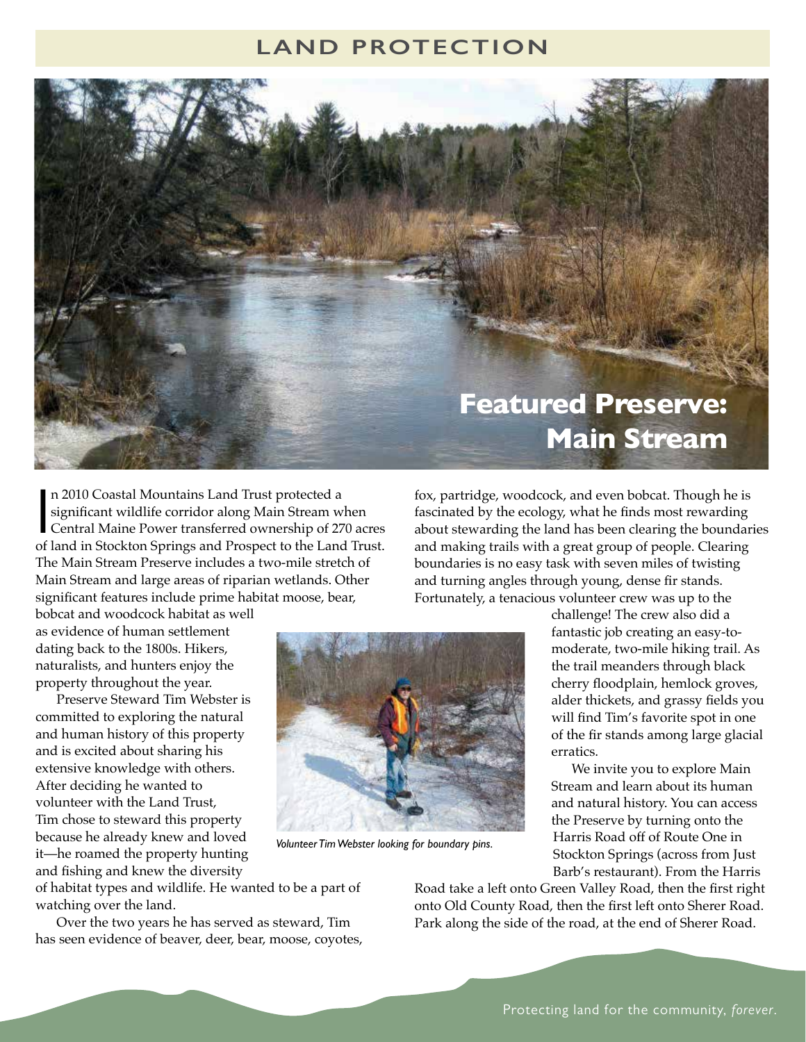# LAND PROTECTION

## Featured Preserve: Main Stream

In 2010 Coastal Mountains Land Trust protected a significant wildlife corridor along Main Stream when Central Maine Power transferred ownership of 270 acres of land in Stockton Springs and Prospect to the Land Trust. The Main Stream Preserve includes a two-mile stretch of Main Stream and large areas of riparian wetlands. Other significant features include prime habitat moose, bear, bobcat and woodcock habitat as well as evidence of human settlement dating back to the 1800s. Hikers, naturalists, and hunters enjoy the property throughout the year.

Preserve Steward Tim Webster is committed to exploring the natural and human history of this property and is excited about sharing his extensive knowledge with others. After deciding he wanted to volunteer with the Land Trust, Tim chose to steward this property because he already knew and loved it—he roamed the property hunting and fishing and knew the diversity of habitat types and wildlife. He wanted to be a part of watching over the land.

Over the two years he has served as steward, Tim has seen evidence of beaver, deer, bear, moose, coyotes, fox, partridge, woodcock, and even bobcat. Though he is fascinated by the ecology, what he finds most rewarding about stewarding the land has been clearing the boundaries and making trails with a great group of people. Clearing boundaries is no easy task with seven miles of twisting and turning angles through young, dense fir stands. Fortunately, a tenacious volunteer crew was up to the challenge! The crew also did a fantastic job creating an easy-to-moderate, two-mile hiking trail. As the trail meanders through black cherry floodplain, hemlock groves, alder thickets, and grassy fields you will find Tim's favorite spot in one of the fir stands among large glacial erratics.

*Volunteer Tim Webster looking for boundary pins.*

We invite you to explore Main Stream and learn about its human and natural history. You can access the Preserve by turning onto the Harris Road off of Route One in Stockton Springs (across from Just Barb's restaurant). From the Harris Road take a left onto Green Valley Road, then the first right onto Old County Road, then the first left onto Sherer Road. Park along the side of the road, at the end of Sherer Road.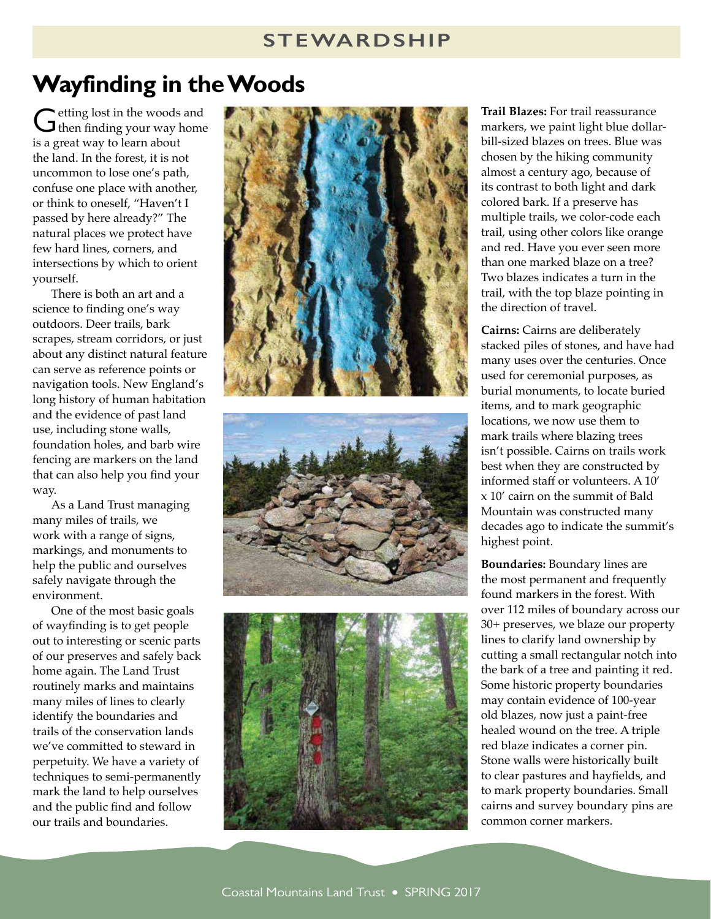## STEWARDSHIP

# Wayfinding in the Woods

Getting lost in the woods and then finding your way home is a great way to learn about the land. In the forest, it is not uncommon to lose one's path, confuse one place with another, or think to oneself, "Haven't I passed by here already?" The natural places we protect have few hard lines, corners, and intersections by which to orient yourself.

There is both an art and a science to finding one's way outdoors. Deer trails, bark scrapes, stream corridors, or just about any distinct natural feature can serve as reference points or navigation tools. New England's long history of human habitation and the evidence of past land use, including stone walls, foundation holes, and barb wire fencing are markers on the land that can also help you find your way.

As a Land Trust managing many miles of trails, we work with a range of signs, markings, and monuments to help the public and ourselves safely navigate through the environment.

One of the most basic goals of wayfinding is to get people out to interesting or scenic parts of our preserves and safely back home again. The Land Trust routinely marks and maintains many miles of lines to clearly identify the boundaries and trails of the conservation lands we've committed to steward in perpetuity. We have a variety of techniques to semi-permanently mark the land to help ourselves and the public find and follow our trails and boundaries.

**Trail Blazes:** For trail reassurance markers, we paint light blue dollar-bill-sized blazes on trees. Blue was chosen by the hiking community almost a century ago, because of its contrast to both light and dark colored bark. If a preserve has multiple trails, we color-code each trail, using other colors like orange and red. Have you ever seen more than one marked blaze on a tree? Two blazes indicates a turn in the trail, with the top blaze pointing in the direction of travel.

**Cairns:** Cairns are deliberately stacked piles of stones, and have had many uses over the centuries. Once used for ceremonial purposes, as burial monuments, to locate buried items, and to mark geographic locations, we now use them to mark trails where blazing trees isn't possible. Cairns on trails work best when they are constructed by informed staff or volunteers. A 10′ x 10′ cairn on the summit of Bald Mountain was constructed many decades ago to indicate the summit's highest point.

**Boundaries:** Boundary lines are the most permanent and frequently found markers in the forest. With over 112 miles of boundary across our 30+ preserves, we blaze our property lines to clarify land ownership by cutting a small rectangular notch into the bark of a tree and painting it red. Some historic property boundaries may contain evidence of 100-year old blazes, now just a paint-free healed wound on the tree. A triple red blaze indicates a corner pin. Stone walls were historically built to clear pastures and hayfields, and to mark property boundaries. Small cairns and survey boundary pins are common corner markers.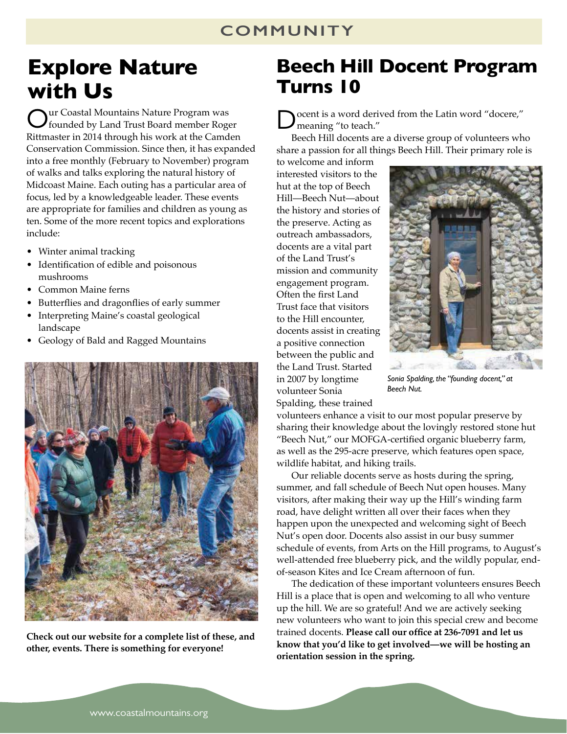## COMMUNITY

# Explore Nature with Us

Our Coastal Mountains Nature Program was founded by Land Trust Board member Roger Rittmaster in 2014 through his work at the Camden Conservation Commission. Since then, it has expanded into a free monthly (February to November) program of walks and talks exploring the natural history of Midcoast Maine. Each outing has a particular area of focus, led by a knowledgeable leader. These events are appropriate for families and children as young as ten. Some of the more recent topics and explorations include:

- Winter animal tracking
- Identification of edible and poisonous mushrooms
- Common Maine ferns
- Butterflies and dragonflies of early summer
- Interpreting Maine's coastal geological landscape
- Geology of Bald and Ragged Mountains

**Check out our website for a complete list of these, and other, events. There is something for everyone!**

# Beech Hill Docent Program Turns 10

Docent is a word derived from the Latin word "docere," meaning "to teach."

Beech Hill docents are a diverse group of volunteers who share a passion for all things Beech Hill. Their primary role is to welcome and inform interested visitors to the hut at the top of Beech Hill—Beech Nut—about the history and stories of the preserve. Acting as outreach ambassadors, docents are a vital part of the Land Trust's mission and community engagement program. Often the first Land Trust face that visitors to the Hill encounter, docents assist in creating a positive connection between the public and the Land Trust. Started in 2007 by longtime volunteer Sonia Spalding, these trained volunteers enhance a visit to our most popular preserve by sharing their knowledge about the lovingly restored stone hut "Beech Nut," our MOFGA-certified organic blueberry farm, as well as the 295-acre preserve, which features open space, wildlife habitat, and hiking trails.

*Sonia Spalding, the "founding docent," at Beech Nut.*

Our reliable docents serve as hosts during the spring, summer, and fall schedule of Beech Nut open houses. Many visitors, after making their way up the Hill's winding farm road, have delight written all over their faces when they happen upon the unexpected and welcoming sight of Beech Nut's open door. Docents also assist in our busy summer schedule of events, from Arts on the Hill programs, to August's well-attended free blueberry pick, and the wildly popular, end-of-season Kites and Ice Cream afternoon of fun.

The dedication of these important volunteers ensures Beech Hill is a place that is open and welcoming to all who venture up the hill. We are so grateful! And we are actively seeking new volunteers who want to join this special crew and become trained docents. **Please call our office at 236-7091 and let us know that you'd like to get involved—we will be hosting an orientation session in the spring.**